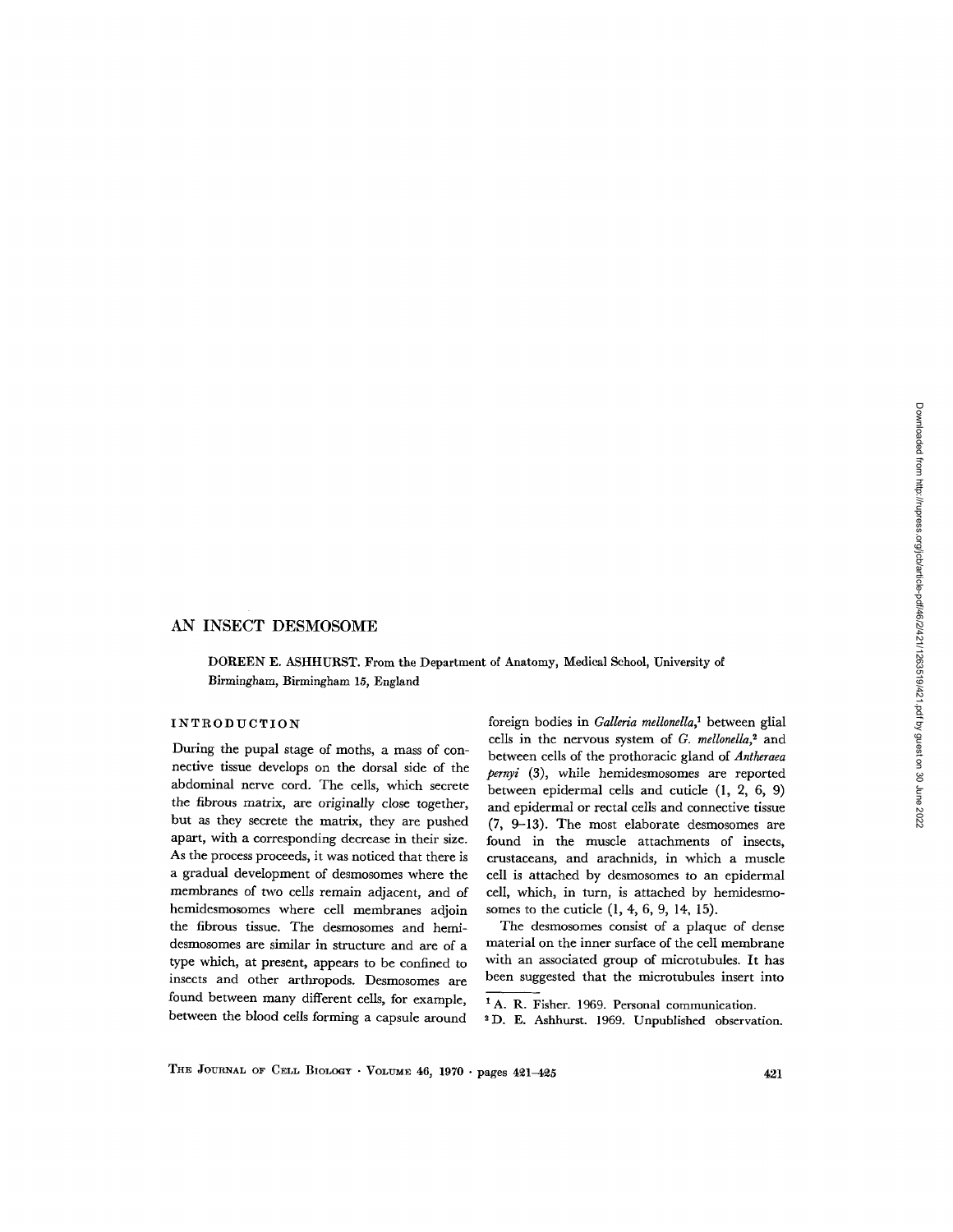# AN INSECT DESMOSOME

DOREEN E. ASHHURST. From the Department of Anatomy, Medical School, University of Birmingham, Birmingham 15, England

## INTRODUCTION

During the pupal stage of moths, a mass of connective tissue develops on the dorsal side of the abdominal nerve cord. The cells, which secrete the fibrous matrix, are originally close together, but as they secrete the matrix, they are pushed apart, with a corresponding decrease in their size. As the process proceeds, it was noticed that there is a gradual development of desmosomes where the membranes of two cells remain adjacent, and of hemidesmosomes where cell membranes adjoin the fibrous tissue. The desmosomes and hemidesmosomes are similar in structure and are of a type which, at present, appears to be confined to insects and other arthropods. Desmosomes are found between many different cells, for example, between the blood cells forming a capsule around foreign bodies in *Galleria mellonella*,[1] between glial cells in the nervous system of *G. mellonella*,[2] and between cells of the prothoracic gland of *Antheraea pernyi* (3), while hemidesmosomes are reported between epidermal cells and cuticle (1, 2, 6, 9) and epidermal or rectal cells and connective tissue (7, 9–13). The most elaborate desmosomes are found in the muscle attachments of insects, crustaceans, and arachnids, in which a muscle cell is attached by desmosomes to an epidermal cell, which, in turn, is attached by hemidesmosomes to the cuticle (1, 4, 6, 9, 14, 15).

The desmosomes consist of a plaque of dense material on the inner surface of the cell membrane with an associated group of microtubules. It has been suggested that the microtubules insert into

[1] A. R. Fisher. 1969. Personal communication.

[2] D. E. Ashhurst. 1969. Unpublished observation.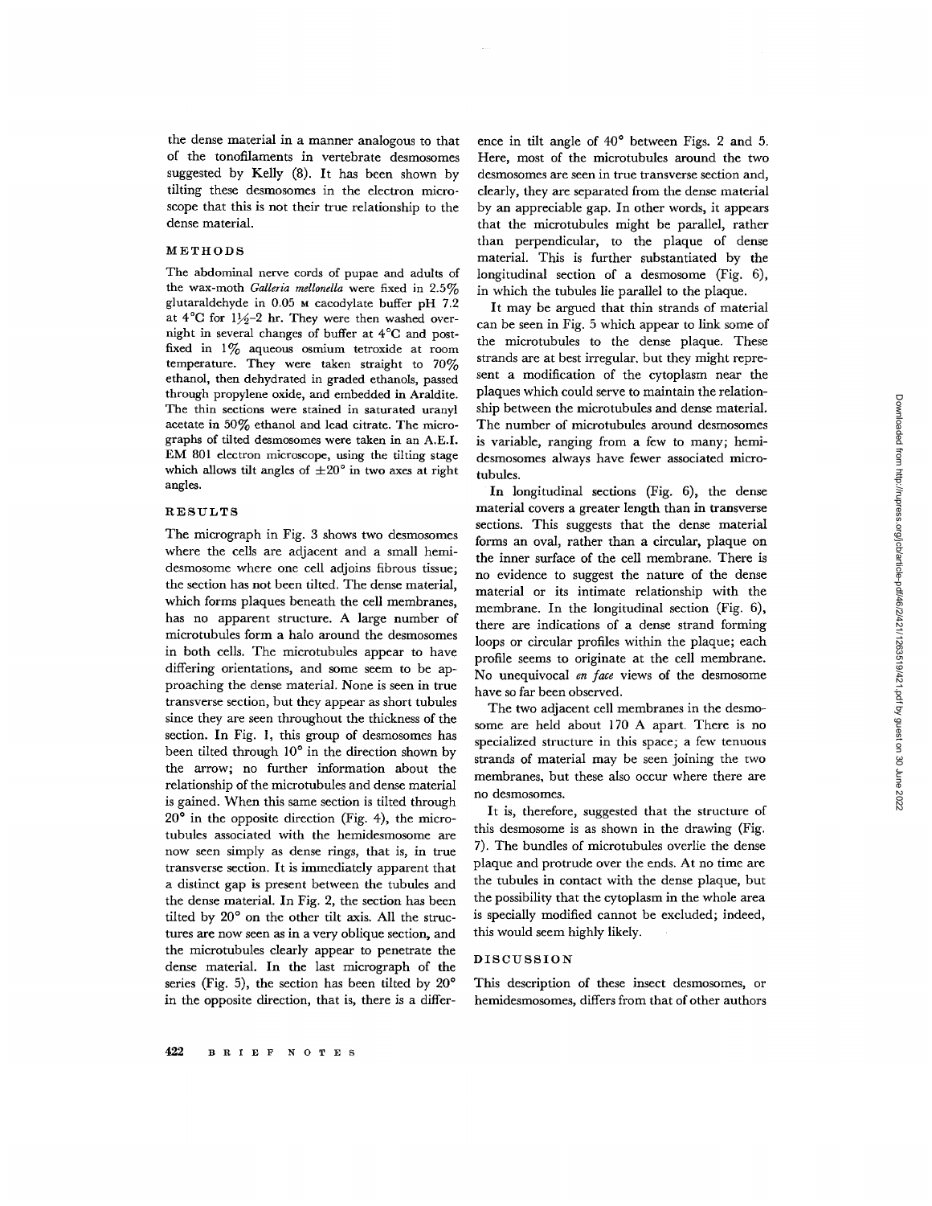the dense material in a manner analogous to that of the tonofilaments in vertebrate desmosomes suggested by Kelly (8). It has been shown by tilting these desmosomes in the electron microscope that this is not their true relationship to the dense material.

## METHODS

The abdominal nerve cords of pupae and adults of the wax-moth *Galleria mellonella* were fixed in 2.5% glutaraldehyde in 0.05 M cacodylate buffer pH 7.2 at 4°C for 1½–2 hr. They were then washed overnight in several changes of buffer at 4°C and postfixed in 1% aqueous osmium tetroxide at room temperature. They were taken straight to 70% ethanol, then dehydrated in graded ethanols, passed through propylene oxide, and embedded in Araldite. The thin sections were stained in saturated uranyl acetate in 50% ethanol and lead citrate. The micrographs of tilted desmosomes were taken in an A.E.I. EM 801 electron microscope, using the tilting stage which allows tilt angles of ±20° in two axes at right angles.

## RESULTS

The micrograph in Fig. 3 shows two desmosomes where the cells are adjacent and a small hemidesmosome where one cell adjoins fibrous tissue; the section has not been tilted. The dense material, which forms plaques beneath the cell membranes, has no apparent structure. A large number of microtubules form a halo around the desmosomes in both cells. The microtubules appear to have differing orientations, and some seem to be approaching the dense material. None is seen in true transverse section, but they appear as short tubules since they are seen throughout the thickness of the section. In Fig. 1, this group of desmosomes has been tilted through 10° in the direction shown by the arrow; no further information about the relationship of the microtubules and dense material is gained. When this same section is tilted through 20° in the opposite direction (Fig. 4), the microtubules associated with the hemidesmosome are now seen simply as dense rings, that is, in true transverse section. It is immediately apparent that a distinct gap is present between the tubules and the dense material. In Fig. 2, the section has been tilted by 20° on the other tilt axis. All the structures are now seen as in a very oblique section, and the microtubules clearly appear to penetrate the dense material. In the last micrograph of the series (Fig. 5), the section has been tilted by 20° in the opposite direction, that is, there is a difference in tilt angle of 40° between Figs. 2 and 5. Here, most of the microtubules around the two desmosomes are seen in true transverse section and, clearly, they are separated from the dense material by an appreciable gap. In other words, it appears that the microtubules might be parallel, rather than perpendicular, to the plaque of dense material. This is further substantiated by the longitudinal section of a desmosome (Fig. 6), in which the tubules lie parallel to the plaque.

It may be argued that thin strands of material can be seen in Fig. 5 which appear to link some of the microtubules to the dense plaque. These strands are at best irregular, but they might represent a modification of the cytoplasm near the plaques which could serve to maintain the relationship between the microtubules and dense material. The number of microtubules around desmosomes is variable, ranging from a few to many; hemidesmosomes always have fewer associated microtubules.

In longitudinal sections (Fig. 6), the dense material covers a greater length than in transverse sections. This suggests that the dense material forms an oval, rather than a circular, plaque on the inner surface of the cell membrane. There is no evidence to suggest the nature of the dense material or its intimate relationship with the membrane. In the longitudinal section (Fig. 6), there are indications of a dense strand forming loops or circular profiles within the plaque; each profile seems to originate at the cell membrane. No unequivocal *en face* views of the desmosome have so far been observed.

The two adjacent cell membranes in the desmosome are held about 170 A apart. There is no specialized structure in this space; a few tenuous strands of material may be seen joining the two membranes, but these also occur where there are no desmosomes.

It is, therefore, suggested that the structure of this desmosome is as shown in the drawing (Fig. 7). The bundles of microtubules overlie the dense plaque and protrude over the ends. At no time are the tubules in contact with the dense plaque, but the possibility that the cytoplasm in the whole area is specially modified cannot be excluded; indeed, this would seem highly likely.

## DISCUSSION

This description of these insect desmosomes, or hemidesmosomes, differs from that of other authors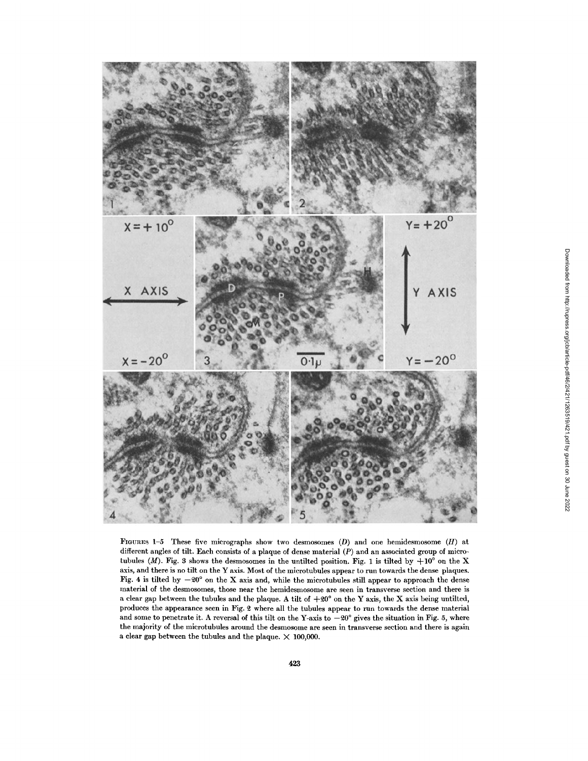FIGURES 1–5 These five micrographs show two desmosomes (*D*) and one hemidesmosome (*H*) at different angles of tilt. Each consists of a plaque of dense material (*P*) and an associated group of microtubules (*M*). Fig. 3 shows the desmosomes in the untilted position. Fig. 1 is tilted by $+10°$ on the X axis, and there is no tilt on the Y axis. Most of the microtubules appear to run towards the dense plaques. Fig. 4 is tilted by $-20°$ on the X axis and, while the microtubules still appear to approach the dense material of the desmosomes, those near the hemidesmosome are seen in transverse section and there is a clear gap between the tubules and the plaque. A tilt of $+20°$ on the Y axis, the X axis being untilted, produces the appearance seen in Fig. 2 where all the tubules appear to run towards the dense material and some to penetrate it. A reversal of this tilt on the Y-axis to $-20°$ gives the situation in Fig. 5, where the majority of the microtubules around the desmosome are seen in transverse section and there is again a clear gap between the tubules and the plaque. $\times$ 100,000.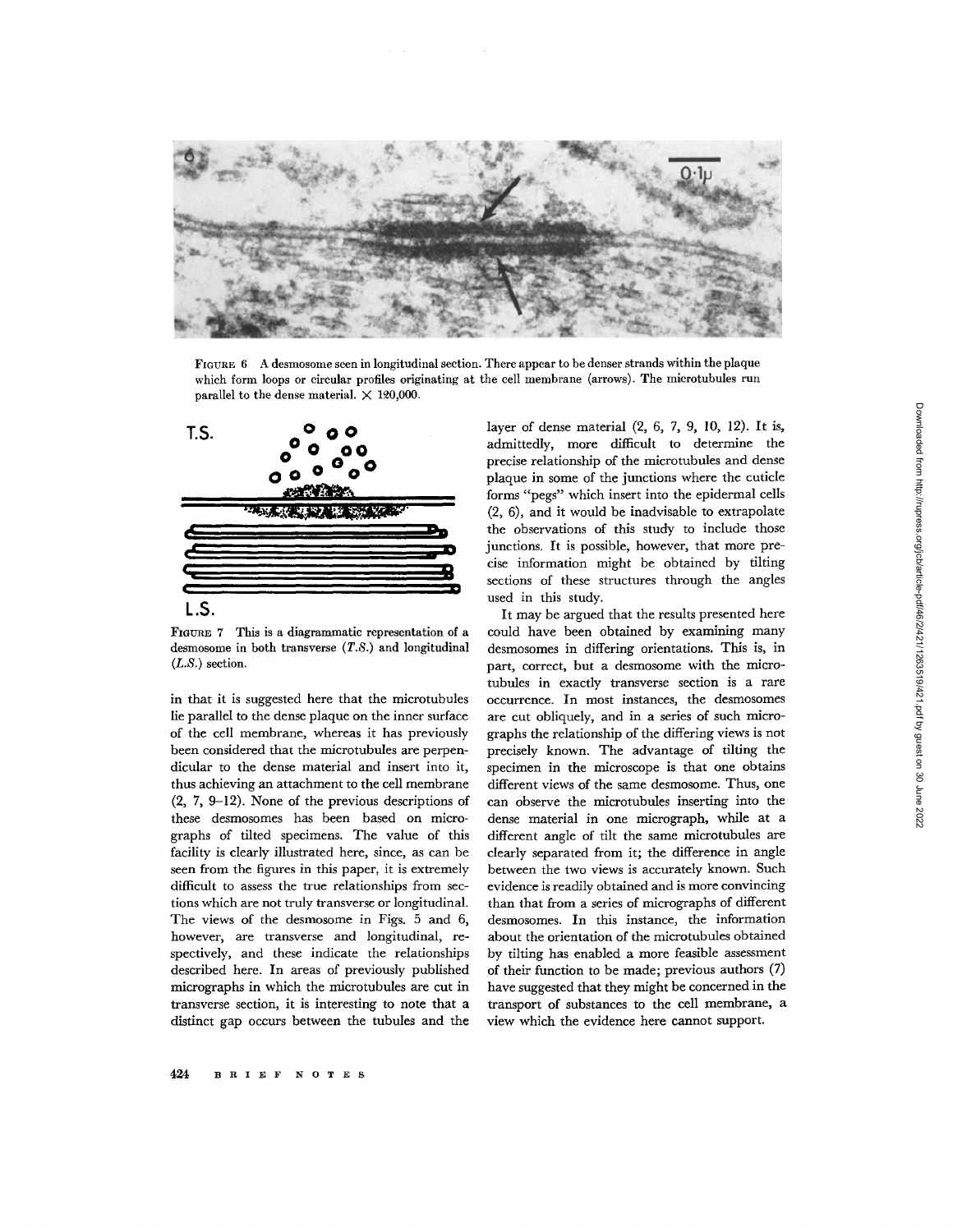FIGURE 6 A desmosome seen in longitudinal section. There appear to be denser strands within the plaque which form loops or circular profiles originating at the cell membrane (arrows). The microtubules run parallel to the dense material. × 120,000.

FIGURE 7 This is a diagrammatic representation of a desmosome in both transverse (*T.S.*) and longitudinal (*L.S.*) section.

in that it is suggested here that the microtubules lie parallel to the dense plaque on the inner surface of the cell membrane, whereas it has previously been considered that the microtubules are perpendicular to the dense material and insert into it, thus achieving an attachment to the cell membrane (2, 7, 9–12). None of the previous descriptions of these desmosomes has been based on micrographs of tilted specimens. The value of this facility is clearly illustrated here, since, as can be seen from the figures in this paper, it is extremely difficult to assess the true relationships from sections which are not truly transverse or longitudinal. The views of the desmosome in Figs. 5 and 6, however, are transverse and longitudinal, respectively, and these indicate the relationships described here. In areas of previously published micrographs in which the microtubules are cut in transverse section, it is interesting to note that a distinct gap occurs between the tubules and the layer of dense material (2, 6, 7, 9, 10, 12). It is, admittedly, more difficult to determine the precise relationship of the microtubules and dense plaque in some of the junctions where the cuticle forms "pegs" which insert into the epidermal cells (2, 6), and it would be inadvisable to extrapolate the observations of this study to include those junctions. It is possible, however, that more precise information might be obtained by tilting sections of these structures through the angles used in this study.

It may be argued that the results presented here could have been obtained by examining many desmosomes in differing orientations. This is, in part, correct, but a desmosome with the microtubules in exactly transverse section is a rare occurrence. In most instances, the desmosomes are cut obliquely, and in a series of such micrographs the relationship of the differing views is not precisely known. The advantage of tilting the specimen in the microscope is that one obtains different views of the same desmosome. Thus, one can observe the microtubules inserting into the dense material in one micrograph, while at a different angle of tilt the same microtubules are clearly separated from it; the difference in angle between the two views is accurately known. Such evidence is readily obtained and is more convincing than that from a series of micrographs of different desmosomes. In this instance, the information about the orientation of the microtubules obtained by tilting has enabled a more feasible assessment of their function to be made; previous authors (7) have suggested that they might be concerned in the transport of substances to the cell membrane, a view which the evidence here cannot support.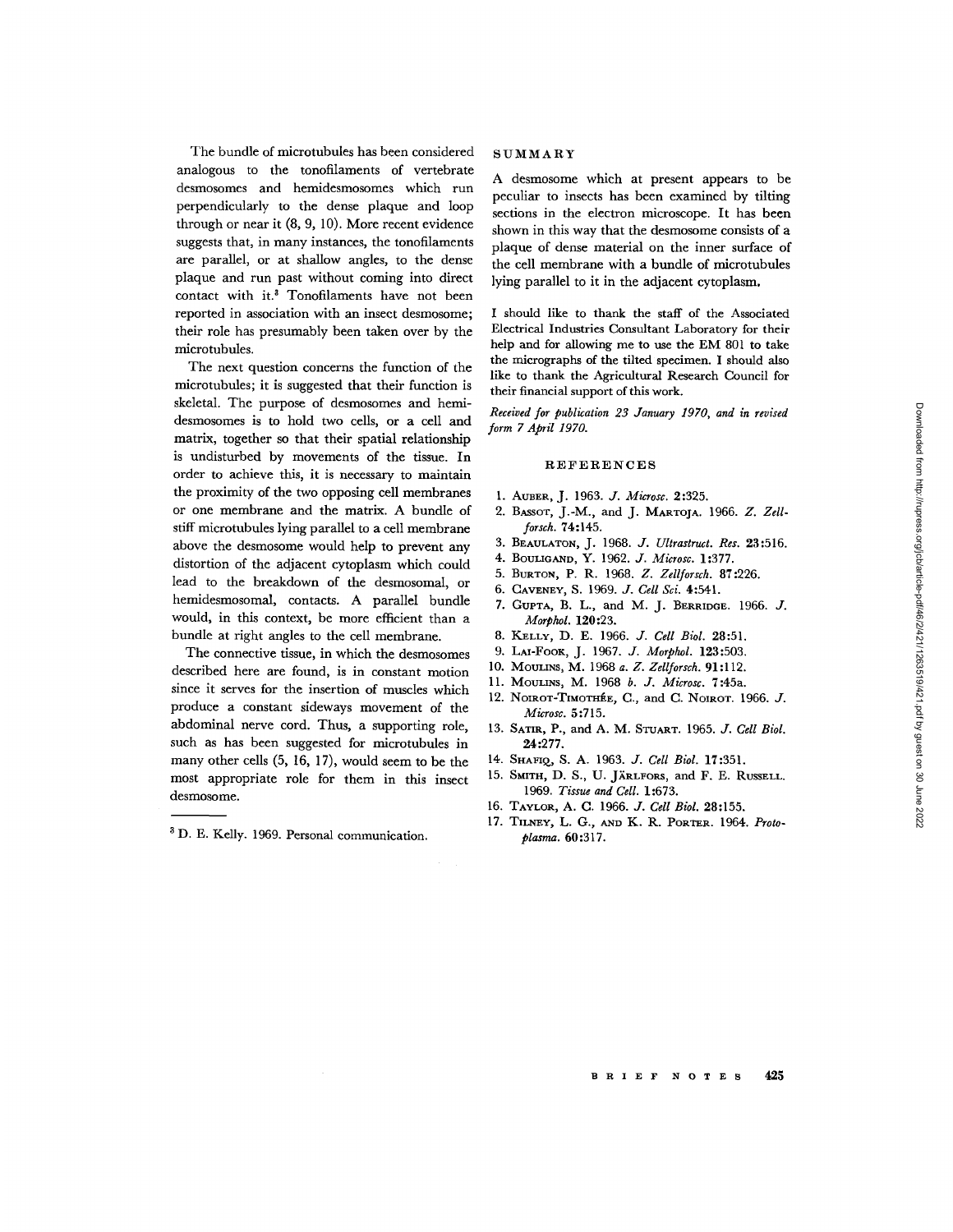The bundle of microtubules has been considered analogous to the tonofilaments of vertebrate desmosomes and hemidesmosomes which run perpendicularly to the dense plaque and loop through or near it (8, 9, 10). More recent evidence suggests that, in many instances, the tonofilaments are parallel, or at shallow angles, to the dense plaque and run past without coming into direct contact with it.[3] Tonofilaments have not been reported in association with an insect desmosome; their role has presumably been taken over by the microtubules.

The next question concerns the function of the microtubules; it is suggested that their function is skeletal. The purpose of desmosomes and hemidesmosomes is to hold two cells, or a cell and matrix, together so that their spatial relationship is undisturbed by movements of the tissue. In order to achieve this, it is necessary to maintain the proximity of the two opposing cell membranes or one membrane and the matrix. A bundle of stiff microtubules lying parallel to a cell membrane above the desmosome would help to prevent any distortion of the adjacent cytoplasm which could lead to the breakdown of the desmosomal, or hemidesmosomal, contacts. A parallel bundle would, in this context, be more efficient than a bundle at right angles to the cell membrane.

The connective tissue, in which the desmosomes described here are found, is in constant motion since it serves for the insertion of muscles which produce a constant sideways movement of the abdominal nerve cord. Thus, a supporting role, such as has been suggested for microtubules in many other cells (5, 16, 17), would seem to be the most appropriate role for them in this insect desmosome.

[3] D. E. Kelly. 1969. Personal communication.

## SUMMARY

A desmosome which at present appears to be peculiar to insects has been examined by tilting sections in the electron microscope. It has been shown in this way that the desmosome consists of a plaque of dense material on the inner surface of the cell membrane with a bundle of microtubules lying parallel to it in the adjacent cytoplasm.

I should like to thank the staff of the Associated Electrical Industries Consultant Laboratory for their help and for allowing me to use the EM 801 to take the micrographs of the tilted specimen. I should also like to thank the Agricultural Research Council for their financial support of this work.

*Received for publication 23 January 1970, and in revised form 7 April 1970.*

## REFERENCES

1. AUBER, J. 1963. *J. Microsc.* **2**:325.
2. BASSOT, J.-M., and J. MARTOJA. 1966. *Z. Zellforsch.* **74**:145.
3. BEAULATON, J. 1968. *J. Ultrastruct. Res.* **23**:516.
4. BOULIGAND, Y. 1962. *J. Microsc.* **1**:377.
5. BURTON, P. R. 1968. *Z. Zellforsch.* **87**:226.
6. CAVENEY, S. 1969. *J. Cell Sci.* **4**:541.
7. GUPTA, B. L., and M. J. BERRIDGE. 1966. *J. Morphol.* **120**:23.
8. KELLY, D. E. 1966. *J. Cell Biol.* **28**:51.
9. LAI-FOOK, J. 1967. *J. Morphol.* **123**:503.
10. MOULINS, M. 1968 *a*. *Z. Zellforsch.* **91**:112.
11. MOULINS, M. 1968 *b*. *J. Microsc.* **7**:45a.
12. NOIROT-TIMOTHÉE, C., and C. NOIROT. 1966. *J. Microsc.* **5**:715.
13. SATIR, P., and A. M. STUART. 1965. *J. Cell Biol.* **24**:277.
14. SHAFIQ, S. A. 1963. *J. Cell Biol.* **17**:351.
15. SMITH, D. S., U. JÄRLFORS, and F. E. RUSSELL. 1969. *Tissue and Cell.* **1**:673.
16. TAYLOR, A. C. 1966. *J. Cell Biol.* **28**:155.
17. TILNEY, L. G., AND K. R. PORTER. 1964. *Protoplasma.* **60**:317.